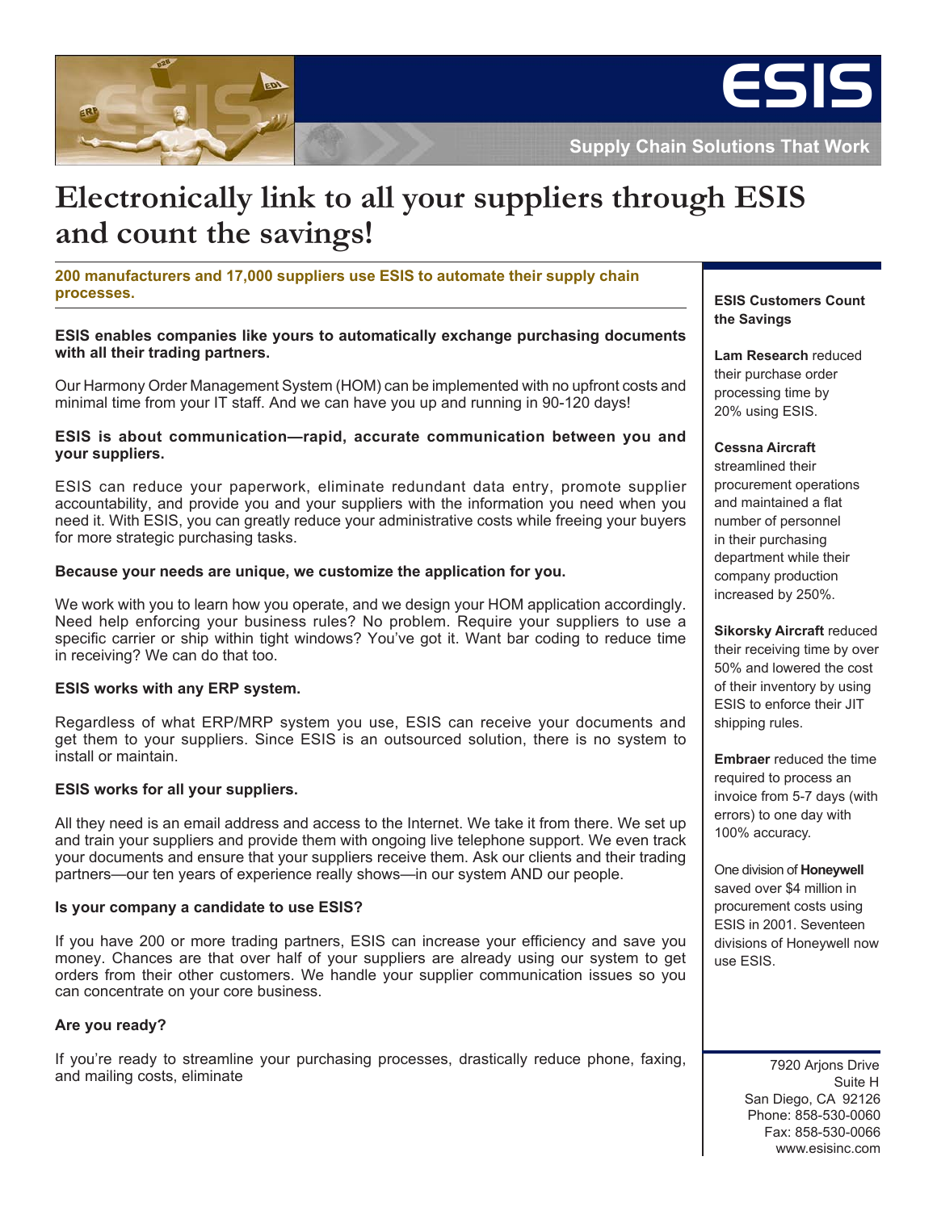ESIS

Supply Chain Solutions That Work

# Electronically link to all your suppliers through ESIS and count the savings!

**200 manufacturers and 17,000 suppliers use ESIS to automate their supply chain processes.**

**ESIS enables companies like yours to automatically exchange purchasing documents with all their trading partners.**

Our Harmony Order Management System (HOM) can be implemented with no upfront costs and minimal time from your IT staff. And we can have you up and running in 90-120 days!

**ESIS is about communication—rapid, accurate communication between you and your suppliers.**

ESIS can reduce your paperwork, eliminate redundant data entry, promote supplier accountability, and provide you and your suppliers with the information you need when you need it. With ESIS, you can greatly reduce your administrative costs while freeing your buyers for more strategic purchasing tasks.

**Because your needs are unique, we customize the application for you.**

We work with you to learn how you operate, and we design your HOM application accordingly. Need help enforcing your business rules? No problem. Require your suppliers to use a specific carrier or ship within tight windows? You've got it. Want bar coding to reduce time in receiving? We can do that too.

**ESIS works with any ERP system.**

Regardless of what ERP/MRP system you use, ESIS can receive your documents and get them to your suppliers. Since ESIS is an outsourced solution, there is no system to install or maintain.

**ESIS works for all your suppliers.**

All they need is an email address and access to the Internet. We take it from there. We set up and train your suppliers and provide them with ongoing live telephone support. We even track your documents and ensure that your suppliers receive them. Ask our clients and their trading partners—our ten years of experience really shows—in our system AND our people.

**Is your company a candidate to use ESIS?**

If you have 200 or more trading partners, ESIS can increase your efficiency and save you money. Chances are that over half of your suppliers are already using our system to get orders from their other customers. We handle your supplier communication issues so you can concentrate on your core business.

**Are you ready?**

If you're ready to streamline your purchasing processes, drastically reduce phone, faxing, and mailing costs, eliminate

**ESIS Customers Count the Savings**

**Lam Research** reduced their purchase order processing time by 20% using ESIS.

**Cessna Aircraft** streamlined their procurement operations and maintained a flat number of personnel in their purchasing department while their company production increased by 250%.

**Sikorsky Aircraft** reduced their receiving time by over 50% and lowered the cost of their inventory by using ESIS to enforce their JIT shipping rules.

**Embraer** reduced the time required to process an invoice from 5-7 days (with errors) to one day with 100% accuracy.

One division of **Honeywell** saved over $4 million in procurement costs using ESIS in 2001. Seventeen divisions of Honeywell now use ESIS.

7920 Arjons Drive
Suite H
San Diego, CA 92126
Phone: 858-530-0060
Fax: 858-530-0066
www.esisinc.com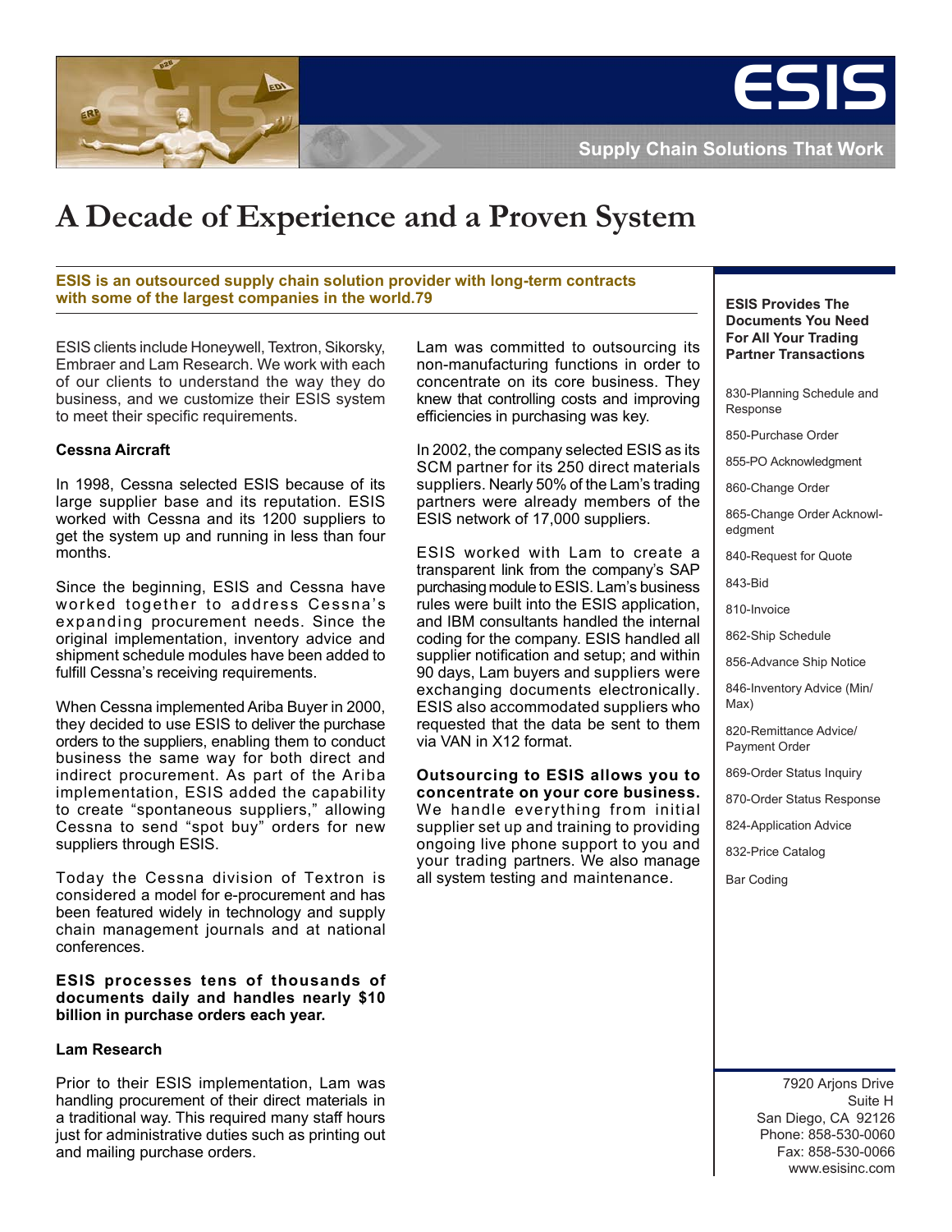ESIS

Supply Chain Solutions That Work

# A Decade of Experience and a Proven System

**ESIS is an outsourced supply chain solution provider with long-term contracts with some of the largest companies in the world.79**

ESIS clients include Honeywell, Textron, Sikorsky, Embraer and Lam Research. We work with each of our clients to understand the way they do business, and we customize their ESIS system to meet their specific requirements.

### Cessna Aircraft

In 1998, Cessna selected ESIS because of its large supplier base and its reputation. ESIS worked with Cessna and its 1200 suppliers to get the system up and running in less than four months.

Since the beginning, ESIS and Cessna have worked together to address Cessna's expanding procurement needs. Since the original implementation, inventory advice and shipment schedule modules have been added to fulfill Cessna's receiving requirements.

When Cessna implemented Ariba Buyer in 2000, they decided to use ESIS to deliver the purchase orders to the suppliers, enabling them to conduct business the same way for both direct and indirect procurement. As part of the Ariba implementation, ESIS added the capability to create "spontaneous suppliers," allowing Cessna to send "spot buy" orders for new suppliers through ESIS.

Today the Cessna division of Textron is considered a model for e-procurement and has been featured widely in technology and supply chain management journals and at national conferences.

**ESIS processes tens of thousands of documents daily and handles nearly $10 billion in purchase orders each year.**

### Lam Research

Prior to their ESIS implementation, Lam was handling procurement of their direct materials in a traditional way. This required many staff hours just for administrative duties such as printing out and mailing purchase orders.

Lam was committed to outsourcing its non-manufacturing functions in order to concentrate on its core business. They knew that controlling costs and improving efficiencies in purchasing was key.

In 2002, the company selected ESIS as its SCM partner for its 250 direct materials suppliers. Nearly 50% of the Lam's trading partners were already members of the ESIS network of 17,000 suppliers.

ESIS worked with Lam to create a transparent link from the company's SAP purchasing module to ESIS. Lam's business rules were built into the ESIS application, and IBM consultants handled the internal coding for the company. ESIS handled all supplier notification and setup; and within 90 days, Lam buyers and suppliers were exchanging documents electronically. ESIS also accommodated suppliers who requested that the data be sent to them via VAN in X12 format.

**Outsourcing to ESIS allows you to concentrate on your core business.** We handle everything from initial supplier set up and training to providing ongoing live phone support to you and your trading partners. We also manage all system testing and maintenance.

**ESIS Provides The Documents You Need For All Your Trading Partner Transactions**

- 830-Planning Schedule and Response
- 850-Purchase Order
- 855-PO Acknowledgment
- 860-Change Order
- 865-Change Order Acknowledgment
- 840-Request for Quote
- 843-Bid
- 810-Invoice
- 862-Ship Schedule
- 856-Advance Ship Notice
- 846-Inventory Advice (Min/Max)
- 820-Remittance Advice/Payment Order
- 869-Order Status Inquiry
- 870-Order Status Response
- 824-Application Advice
- 832-Price Catalog
- Bar Coding

7920 Arjons Drive
Suite H
San Diego, CA 92126
Phone: 858-530-0060
Fax: 858-530-0066
www.esisinc.com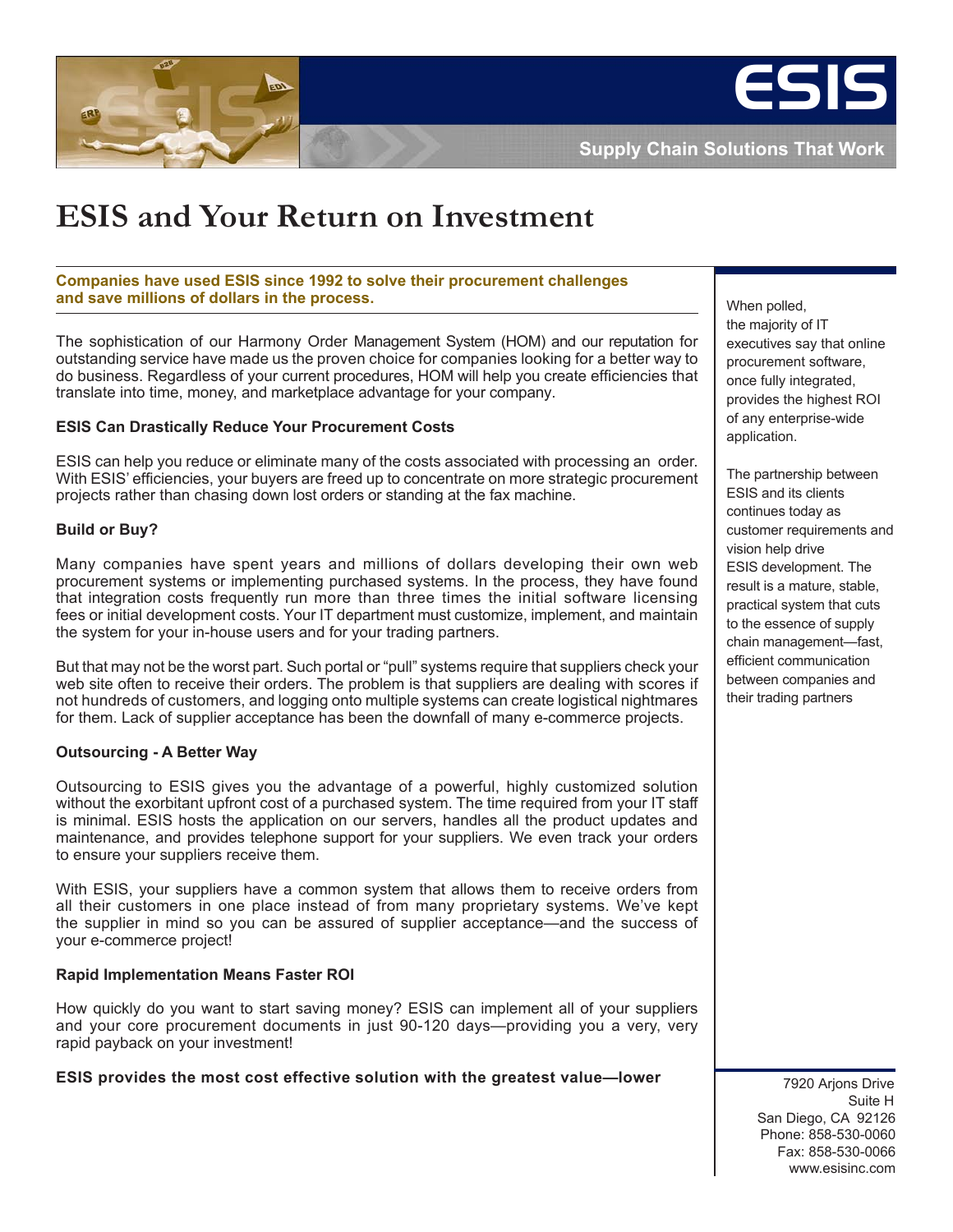ESIS

Supply Chain Solutions That Work

# ESIS and Your Return on Investment

**Companies have used ESIS since 1992 to solve their procurement challenges and save millions of dollars in the process.**

The sophistication of our Harmony Order Management System (HOM) and our reputation for outstanding service have made us the proven choice for companies looking for a better way to do business. Regardless of your current procedures, HOM will help you create efficiencies that translate into time, money, and marketplace advantage for your company.

### ESIS Can Drastically Reduce Your Procurement Costs

ESIS can help you reduce or eliminate many of the costs associated with processing an order. With ESIS' efficiencies, your buyers are freed up to concentrate on more strategic procurement projects rather than chasing down lost orders or standing at the fax machine.

### Build or Buy?

Many companies have spent years and millions of dollars developing their own web procurement systems or implementing purchased systems. In the process, they have found that integration costs frequently run more than three times the initial software licensing fees or initial development costs. Your IT department must customize, implement, and maintain the system for your in-house users and for your trading partners.

But that may not be the worst part. Such portal or "pull" systems require that suppliers check your web site often to receive their orders. The problem is that suppliers are dealing with scores if not hundreds of customers, and logging onto multiple systems can create logistical nightmares for them. Lack of supplier acceptance has been the downfall of many e-commerce projects.

### Outsourcing - A Better Way

Outsourcing to ESIS gives you the advantage of a powerful, highly customized solution without the exorbitant upfront cost of a purchased system. The time required from your IT staff is minimal. ESIS hosts the application on our servers, handles all the product updates and maintenance, and provides telephone support for your suppliers. We even track your orders to ensure your suppliers receive them.

With ESIS, your suppliers have a common system that allows them to receive orders from all their customers in one place instead of from many proprietary systems. We've kept the supplier in mind so you can be assured of supplier acceptance—and the success of your e-commerce project!

### Rapid Implementation Means Faster ROI

How quickly do you want to start saving money? ESIS can implement all of your suppliers and your core procurement documents in just 90-120 days—providing you a very, very rapid payback on your investment!

**ESIS provides the most cost effective solution with the greatest value—lower**

When polled, the majority of IT executives say that online procurement software, once fully integrated, provides the highest ROI of any enterprise-wide application.

The partnership between ESIS and its clients continues today as customer requirements and vision help drive ESIS development. The result is a mature, stable, practical system that cuts to the essence of supply chain management—fast, efficient communication between companies and their trading partners

7920 Arjons Drive
Suite H
San Diego, CA 92126
Phone: 858-530-0060
Fax: 858-530-0066
www.esisinc.com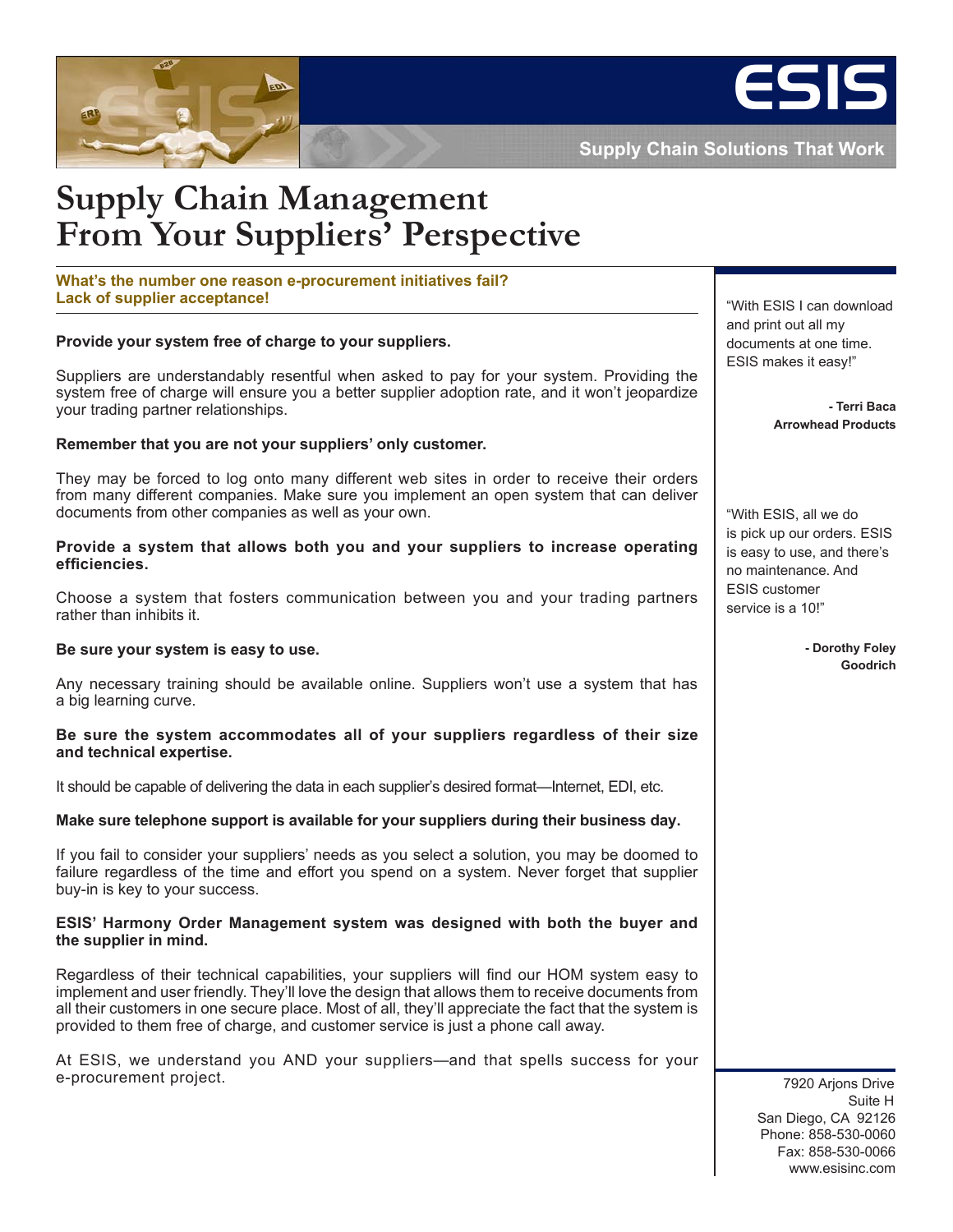# ESIS

**Supply Chain Solutions That Work**

# Supply Chain Management From Your Suppliers' Perspective

**What's the number one reason e-procurement initiatives fail? Lack of supplier acceptance!**

**Provide your system free of charge to your suppliers.**

Suppliers are understandably resentful when asked to pay for your system. Providing the system free of charge will ensure you a better supplier adoption rate, and it won't jeopardize your trading partner relationships.

**Remember that you are not your suppliers' only customer.**

They may be forced to log onto many different web sites in order to receive their orders from many different companies. Make sure you implement an open system that can deliver documents from other companies as well as your own.

**Provide a system that allows both you and your suppliers to increase operating efficiencies.**

Choose a system that fosters communication between you and your trading partners rather than inhibits it.

**Be sure your system is easy to use.**

Any necessary training should be available online. Suppliers won't use a system that has a big learning curve.

**Be sure the system accommodates all of your suppliers regardless of their size and technical expertise.**

It should be capable of delivering the data in each supplier's desired format—Internet, EDI, etc.

**Make sure telephone support is available for your suppliers during their business day.**

If you fail to consider your suppliers' needs as you select a solution, you may be doomed to failure regardless of the time and effort you spend on a system. Never forget that supplier buy-in is key to your success.

**ESIS' Harmony Order Management system was designed with both the buyer and the supplier in mind.**

Regardless of their technical capabilities, your suppliers will find our HOM system easy to implement and user friendly. They'll love the design that allows them to receive documents from all their customers in one secure place. Most of all, they'll appreciate the fact that the system is provided to them free of charge, and customer service is just a phone call away.

At ESIS, we understand you AND your suppliers—and that spells success for your e-procurement project.

"With ESIS I can download and print out all my documents at one time. ESIS makes it easy!"

**- Terri Baca**
**Arrowhead Products**

"With ESIS, all we do is pick up our orders. ESIS is easy to use, and there's no maintenance. And ESIS customer service is a 10!"

**- Dorothy Foley**
**Goodrich**

7920 Arjons Drive
Suite H
San Diego, CA 92126
Phone: 858-530-0060
Fax: 858-530-0066
www.esisinc.com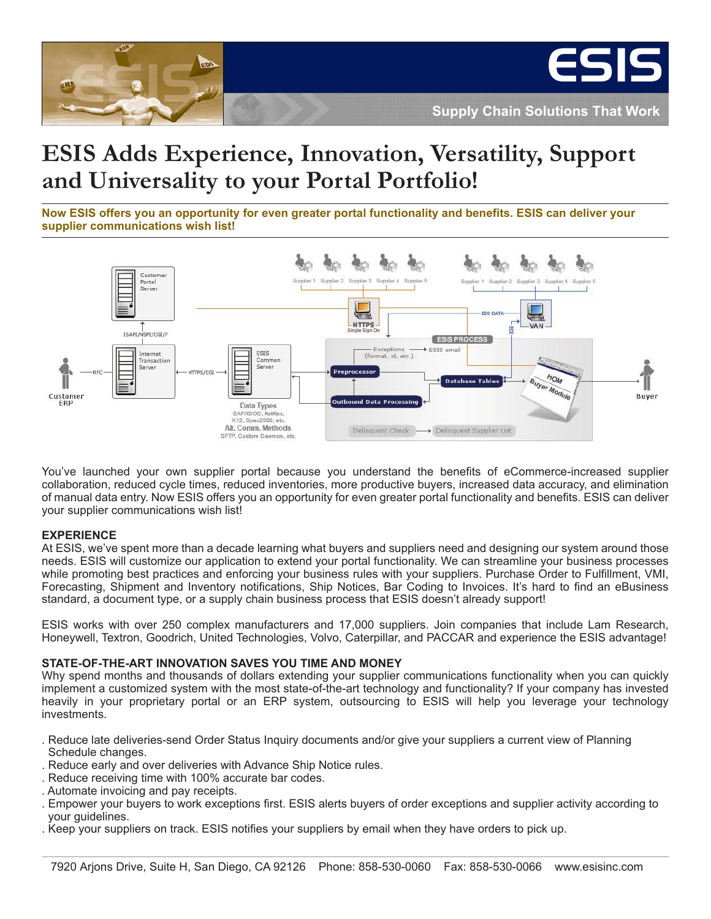# ESIS

**Supply Chain Solutions That Work**

# ESIS Adds Experience, Innovation, Versatility, Support and Universality to your Portal Portfolio!

**Now ESIS offers you an opportunity for even greater portal functionality and benefits. ESIS can deliver your supplier communications wish list!**

You've launched your own supplier portal because you understand the benefits of eCommerce-increased supplier collaboration, reduced cycle times, reduced inventories, more productive buyers, increased data accuracy, and elimination of manual data entry. Now ESIS offers you an opportunity for even greater portal functionality and benefits. ESIS can deliver your supplier communications wish list!

## EXPERIENCE

At ESIS, we've spent more than a decade learning what buyers and suppliers need and designing our system around those needs. ESIS will customize our application to extend your portal functionality. We can streamline your business processes while promoting best practices and enforcing your business rules with your suppliers. Purchase Order to Fulfillment, VMI, Forecasting, Shipment and Inventory notifications, Ship Notices, Bar Coding to Invoices. It's hard to find an eBusiness standard, a document type, or a supply chain business process that ESIS doesn't already support!

ESIS works with over 250 complex manufacturers and 17,000 suppliers. Join companies that include Lam Research, Honeywell, Textron, Goodrich, United Technologies, Volvo, Caterpillar, and PACCAR and experience the ESIS advantage!

## STATE-OF-THE-ART INNOVATION SAVES YOU TIME AND MONEY

Why spend months and thousands of dollars extending your supplier communications functionality when you can quickly implement a customized system with the most state-of-the-art technology and functionality? If your company has invested heavily in your proprietary portal or an ERP system, outsourcing to ESIS will help you leverage your technology investments.

- Reduce late deliveries-send Order Status Inquiry documents and/or give your suppliers a current view of Planning Schedule changes.
- Reduce early and over deliveries with Advance Ship Notice rules.
- Reduce receiving time with 100% accurate bar codes.
- Automate invoicing and pay receipts.
- Empower your buyers to work exceptions first. ESIS alerts buyers of order exceptions and supplier activity according to your guidelines.
- Keep your suppliers on track. ESIS notifies your suppliers by email when they have orders to pick up.

7920 Arjons Drive, Suite H, San Diego, CA 92126 Phone: 858-530-0060 Fax: 858-530-0066 www.esisinc.com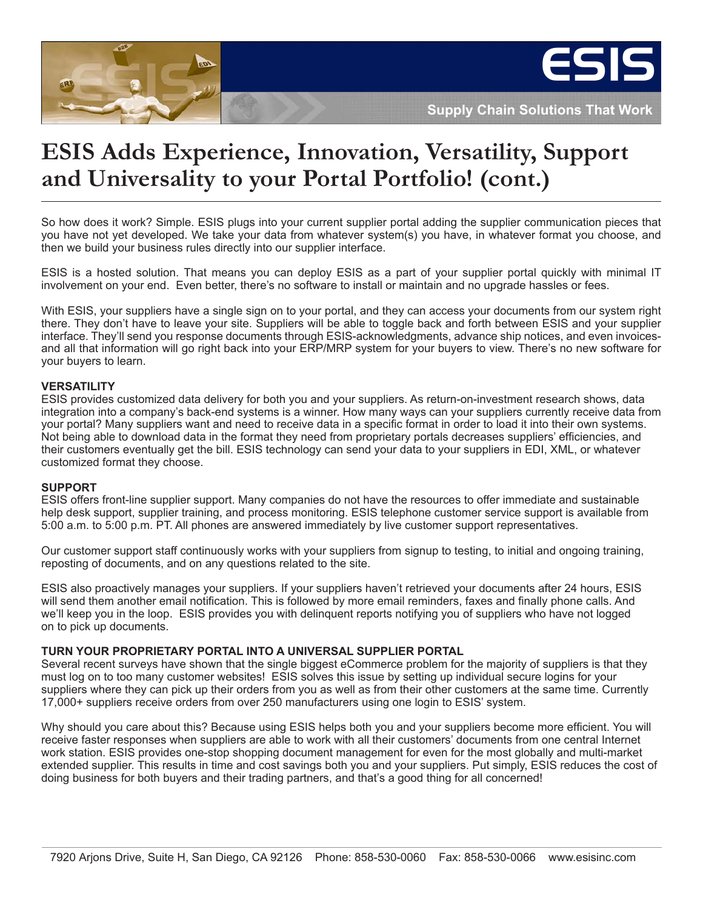# ESIS Adds Experience, Innovation, Versatility, Support and Universality to your Portal Portfolio! (cont.)

So how does it work? Simple. ESIS plugs into your current supplier portal adding the supplier communication pieces that you have not yet developed. We take your data from whatever system(s) you have, in whatever format you choose, and then we build your business rules directly into our supplier interface.

ESIS is a hosted solution. That means you can deploy ESIS as a part of your supplier portal quickly with minimal IT involvement on your end. Even better, there's no software to install or maintain and no upgrade hassles or fees.

With ESIS, your suppliers have a single sign on to your portal, and they can access your documents from our system right there. They don't have to leave your site. Suppliers will be able to toggle back and forth between ESIS and your supplier interface. They'll send you response documents through ESIS-acknowledgments, advance ship notices, and even invoices-and all that information will go right back into your ERP/MRP system for your buyers to view. There's no new software for your buyers to learn.

**VERSATILITY**

ESIS provides customized data delivery for both you and your suppliers. As return-on-investment research shows, data integration into a company's back-end systems is a winner. How many ways can your suppliers currently receive data from your portal? Many suppliers want and need to receive data in a specific format in order to load it into their own systems. Not being able to download data in the format they need from proprietary portals decreases suppliers' efficiencies, and their customers eventually get the bill. ESIS technology can send your data to your suppliers in EDI, XML, or whatever customized format they choose.

**SUPPORT**

ESIS offers front-line supplier support. Many companies do not have the resources to offer immediate and sustainable help desk support, supplier training, and process monitoring. ESIS telephone customer service support is available from 5:00 a.m. to 5:00 p.m. PT. All phones are answered immediately by live customer support representatives.

Our customer support staff continuously works with your suppliers from signup to testing, to initial and ongoing training, reposting of documents, and on any questions related to the site.

ESIS also proactively manages your suppliers. If your suppliers haven't retrieved your documents after 24 hours, ESIS will send them another email notification. This is followed by more email reminders, faxes and finally phone calls. And we'll keep you in the loop. ESIS provides you with delinquent reports notifying you of suppliers who have not logged on to pick up documents.

**TURN YOUR PROPRIETARY PORTAL INTO A UNIVERSAL SUPPLIER PORTAL**

Several recent surveys have shown that the single biggest eCommerce problem for the majority of suppliers is that they must log on to too many customer websites! ESIS solves this issue by setting up individual secure logins for your suppliers where they can pick up their orders from you as well as from their other customers at the same time. Currently 17,000+ suppliers receive orders from over 250 manufacturers using one login to ESIS' system.

Why should you care about this? Because using ESIS helps both you and your suppliers become more efficient. You will receive faster responses when suppliers are able to work with all their customers' documents from one central Internet work station. ESIS provides one-stop shopping document management for even for the most globally and multi-market extended supplier. This results in time and cost savings both you and your suppliers. Put simply, ESIS reduces the cost of doing business for both buyers and their trading partners, and that's a good thing for all concerned!

7920 Arjons Drive, Suite H, San Diego, CA 92126 Phone: 858-530-0060 Fax: 858-530-0066 www.esisinc.com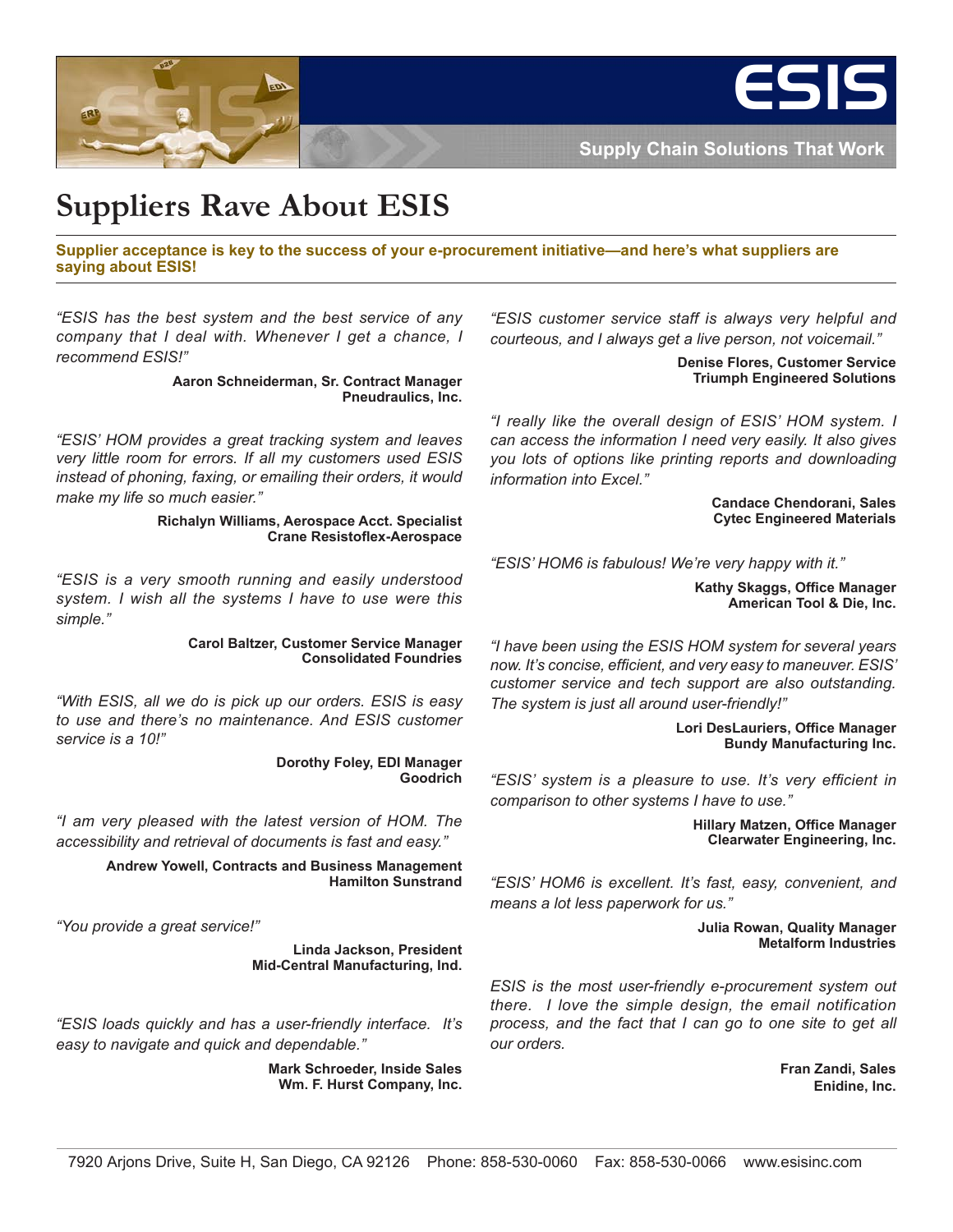# ESIS

**Supply Chain Solutions That Work**

# Suppliers Rave About ESIS

**Supplier acceptance is key to the success of your e-procurement initiative—and here's what suppliers are saying about ESIS!**

*"ESIS has the best system and the best service of any company that I deal with. Whenever I get a chance, I recommend ESIS!"*

**Aaron Schneiderman, Sr. Contract Manager**
**Pneudraulics, Inc.**

*"ESIS' HOM provides a great tracking system and leaves very little room for errors. If all my customers used ESIS instead of phoning, faxing, or emailing their orders, it would make my life so much easier."*

**Richalyn Williams, Aerospace Acct. Specialist**
**Crane Resistoflex-Aerospace**

*"ESIS is a very smooth running and easily understood system. I wish all the systems I have to use were this simple."*

**Carol Baltzer, Customer Service Manager**
**Consolidated Foundries**

*"With ESIS, all we do is pick up our orders. ESIS is easy to use and there's no maintenance. And ESIS customer service is a 10!"*

**Dorothy Foley, EDI Manager**
**Goodrich**

*"I am very pleased with the latest version of HOM. The accessibility and retrieval of documents is fast and easy."*

**Andrew Yowell, Contracts and Business Management**
**Hamilton Sunstrand**

*"You provide a great service!"*

**Linda Jackson, President**
**Mid-Central Manufacturing, Ind.**

*"ESIS loads quickly and has a user-friendly interface. It's easy to navigate and quick and dependable."*

**Mark Schroeder, Inside Sales**
**Wm. F. Hurst Company, Inc.**

*"ESIS customer service staff is always very helpful and courteous, and I always get a live person, not voicemail."*

**Denise Flores, Customer Service**
**Triumph Engineered Solutions**

*"I really like the overall design of ESIS' HOM system. I can access the information I need very easily. It also gives you lots of options like printing reports and downloading information into Excel."*

**Candace Chendorani, Sales**
**Cytec Engineered Materials**

*"ESIS' HOM6 is fabulous! We're very happy with it."*

**Kathy Skaggs, Office Manager**
**American Tool & Die, Inc.**

*"I have been using the ESIS HOM system for several years now. It's concise, efficient, and very easy to maneuver. ESIS' customer service and tech support are also outstanding. The system is just all around user-friendly!"*

**Lori DesLauriers, Office Manager**
**Bundy Manufacturing Inc.**

*"ESIS' system is a pleasure to use. It's very efficient in comparison to other systems I have to use."*

**Hillary Matzen, Office Manager**
**Clearwater Engineering, Inc.**

*"ESIS' HOM6 is excellent. It's fast, easy, convenient, and means a lot less paperwork for us."*

**Julia Rowan, Quality Manager**
**Metalform Industries**

*ESIS is the most user-friendly e-procurement system out there. I love the simple design, the email notification process, and the fact that I can go to one site to get all our orders.*

**Fran Zandi, Sales**
**Enidine, Inc.**

7920 Arjons Drive, Suite H, San Diego, CA 92126 Phone: 858-530-0060 Fax: 858-530-0066 www.esisinc.com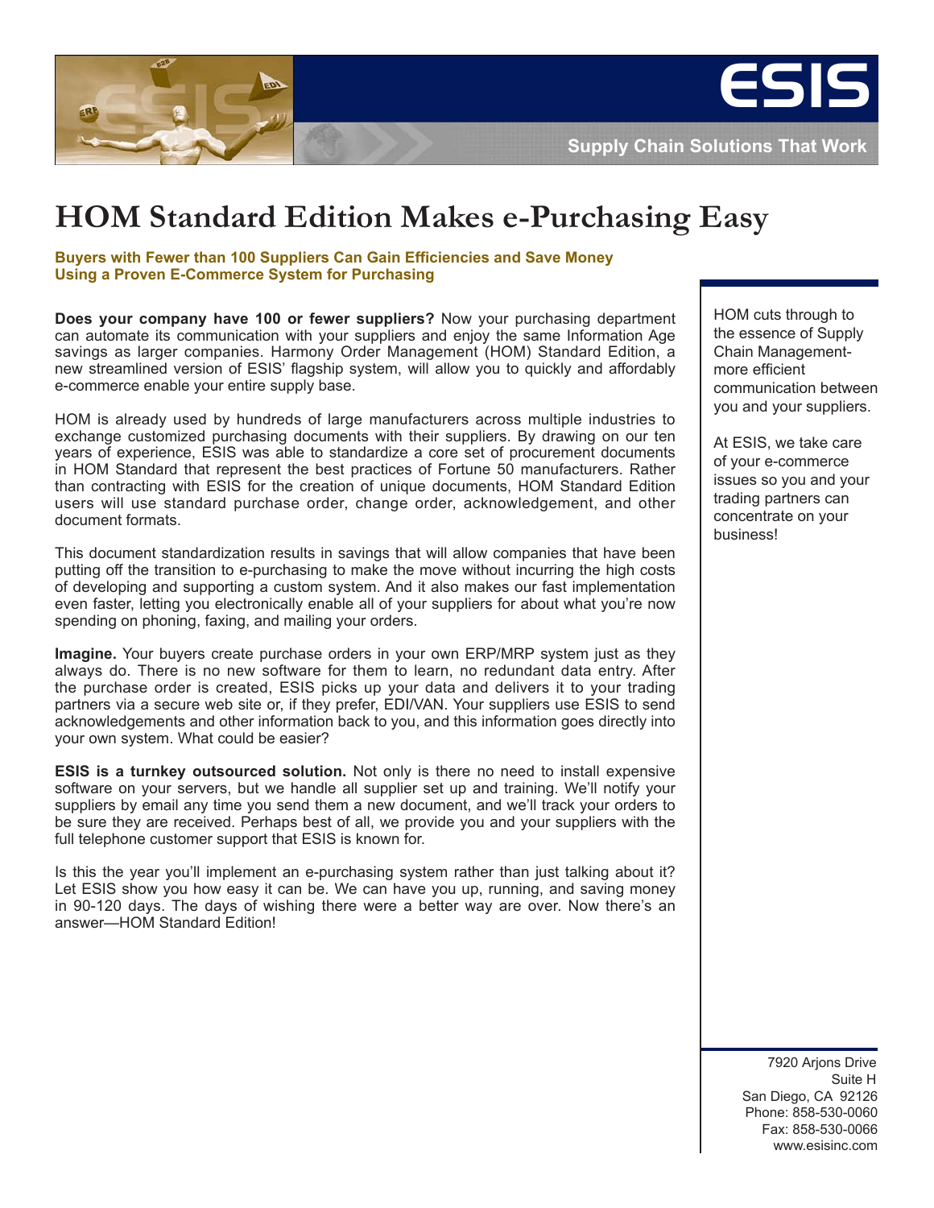# HOM Standard Edition Makes e-Purchasing Easy

**Buyers with Fewer than 100 Suppliers Can Gain Efficiencies and Save Money Using a Proven E-Commerce System for Purchasing**

**Does your company have 100 or fewer suppliers?** Now your purchasing department can automate its communication with your suppliers and enjoy the same Information Age savings as larger companies. Harmony Order Management (HOM) Standard Edition, a new streamlined version of ESIS' flagship system, will allow you to quickly and affordably e-commerce enable your entire supply base.

HOM is already used by hundreds of large manufacturers across multiple industries to exchange customized purchasing documents with their suppliers. By drawing on our ten years of experience, ESIS was able to standardize a core set of procurement documents in HOM Standard that represent the best practices of Fortune 50 manufacturers. Rather than contracting with ESIS for the creation of unique documents, HOM Standard Edition users will use standard purchase order, change order, acknowledgement, and other document formats.

This document standardization results in savings that will allow companies that have been putting off the transition to e-purchasing to make the move without incurring the high costs of developing and supporting a custom system. And it also makes our fast implementation even faster, letting you electronically enable all of your suppliers for about what you're now spending on phoning, faxing, and mailing your orders.

**Imagine.** Your buyers create purchase orders in your own ERP/MRP system just as they always do. There is no new software for them to learn, no redundant data entry. After the purchase order is created, ESIS picks up your data and delivers it to your trading partners via a secure web site or, if they prefer, EDI/VAN. Your suppliers use ESIS to send acknowledgements and other information back to you, and this information goes directly into your own system. What could be easier?

**ESIS is a turnkey outsourced solution.** Not only is there no need to install expensive software on your servers, but we handle all supplier set up and training. We'll notify your suppliers by email any time you send them a new document, and we'll track your orders to be sure they are received. Perhaps best of all, we provide you and your suppliers with the full telephone customer support that ESIS is known for.

Is this the year you'll implement an e-purchasing system rather than just talking about it? Let ESIS show you how easy it can be. We can have you up, running, and saving money in 90-120 days. The days of wishing there were a better way are over. Now there's an answer—HOM Standard Edition!

HOM cuts through to the essence of Supply Chain Management-more efficient communication between you and your suppliers.

At ESIS, we take care of your e-commerce issues so you and your trading partners can concentrate on your business!

7920 Arjons Drive
Suite H
San Diego, CA 92126
Phone: 858-530-0060
Fax: 858-530-0066
www.esisinc.com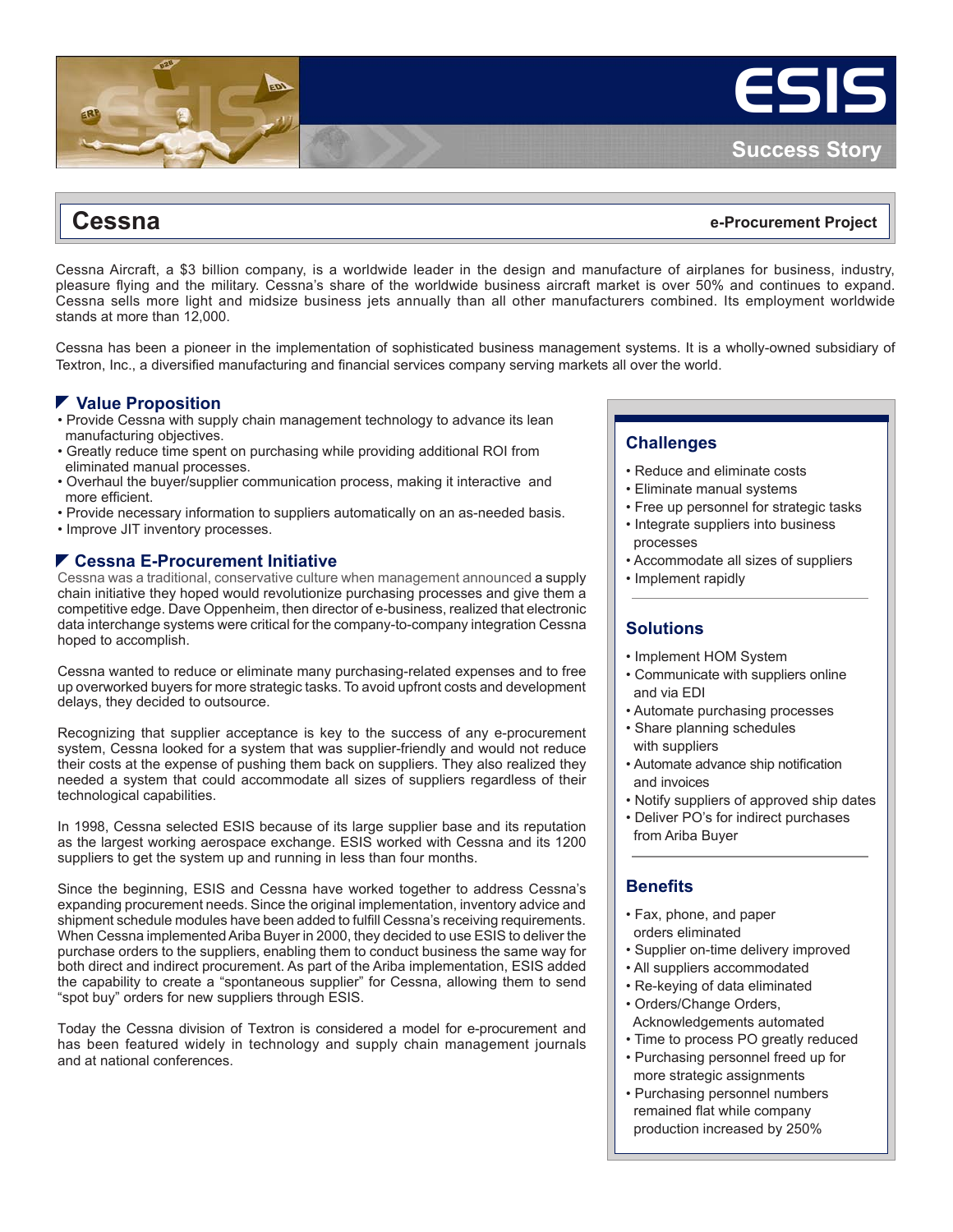# ESIS

Success Story

## Cessna

**e-Procurement Project**

Cessna Aircraft, a $3 billion company, is a worldwide leader in the design and manufacture of airplanes for business, industry, pleasure flying and the military. Cessna's share of the worldwide business aircraft market is over 50% and continues to expand. Cessna sells more light and midsize business jets annually than all other manufacturers combined. Its employment worldwide stands at more than 12,000.

Cessna has been a pioneer in the implementation of sophisticated business management systems. It is a wholly-owned subsidiary of Textron, Inc., a diversified manufacturing and financial services company serving markets all over the world.

### Value Proposition

- Provide Cessna with supply chain management technology to advance its lean manufacturing objectives.
- Greatly reduce time spent on purchasing while providing additional ROI from eliminated manual processes.
- Overhaul the buyer/supplier communication process, making it interactive and more efficient.
- Provide necessary information to suppliers automatically on an as-needed basis.
- Improve JIT inventory processes.

### Cessna E-Procurement Initiative

Cessna was a traditional, conservative culture when management announced a supply chain initiative they hoped would revolutionize purchasing processes and give them a competitive edge. Dave Oppenheim, then director of e-business, realized that electronic data interchange systems were critical for the company-to-company integration Cessna hoped to accomplish.

Cessna wanted to reduce or eliminate many purchasing-related expenses and to free up overworked buyers for more strategic tasks. To avoid upfront costs and development delays, they decided to outsource.

Recognizing that supplier acceptance is key to the success of any e-procurement system, Cessna looked for a system that was supplier-friendly and would not reduce their costs at the expense of pushing them back on suppliers. They also realized they needed a system that could accommodate all sizes of suppliers regardless of their technological capabilities.

In 1998, Cessna selected ESIS because of its large supplier base and its reputation as the largest working aerospace exchange. ESIS worked with Cessna and its 1200 suppliers to get the system up and running in less than four months.

Since the beginning, ESIS and Cessna have worked together to address Cessna's expanding procurement needs. Since the original implementation, inventory advice and shipment schedule modules have been added to fulfill Cessna's receiving requirements. When Cessna implemented Ariba Buyer in 2000, they decided to use ESIS to deliver the purchase orders to the suppliers, enabling them to conduct business the same way for both direct and indirect procurement. As part of the Ariba implementation, ESIS added the capability to create a "spontaneous supplier" for Cessna, allowing them to send "spot buy" orders for new suppliers through ESIS.

Today the Cessna division of Textron is considered a model for e-procurement and has been featured widely in technology and supply chain management journals and at national conferences.

### Challenges

- Reduce and eliminate costs
- Eliminate manual systems
- Free up personnel for strategic tasks
- Integrate suppliers into business processes
- Accommodate all sizes of suppliers
- Implement rapidly

### Solutions

- Implement HOM System
- Communicate with suppliers online and via EDI
- Automate purchasing processes
- Share planning schedules with suppliers
- Automate advance ship notification and invoices
- Notify suppliers of approved ship dates
- Deliver PO's for indirect purchases from Ariba Buyer

### Benefits

- Fax, phone, and paper orders eliminated
- Supplier on-time delivery improved
- All suppliers accommodated
- Re-keying of data eliminated
- Orders/Change Orders, Acknowledgements automated
- Time to process PO greatly reduced
- Purchasing personnel freed up for more strategic assignments
- Purchasing personnel numbers remained flat while company production increased by 250%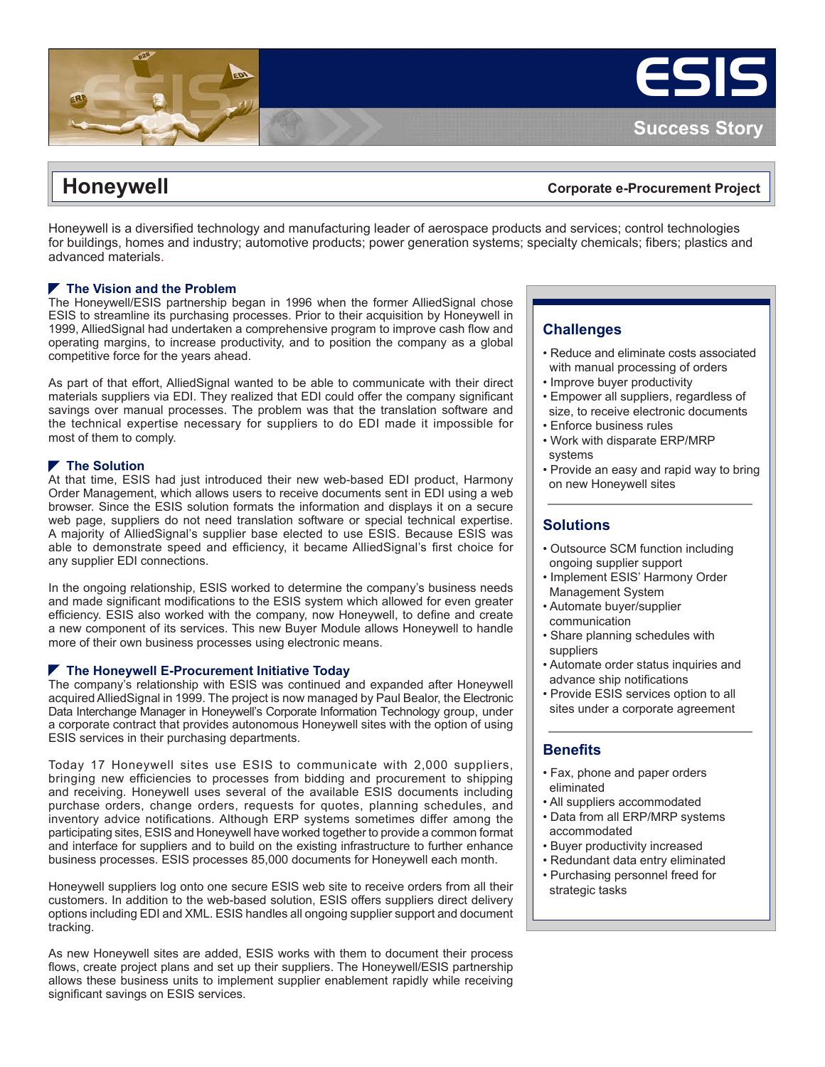# ESIS

Success Story

## Honeywell

**Corporate e-Procurement Project**

Honeywell is a diversified technology and manufacturing leader of aerospace products and services; control technologies for buildings, homes and industry; automotive products; power generation systems; specialty chemicals; fibers; plastics and advanced materials.

### The Vision and the Problem

The Honeywell/ESIS partnership began in 1996 when the former AlliedSignal chose ESIS to streamline its purchasing processes. Prior to their acquisition by Honeywell in 1999, AlliedSignal had undertaken a comprehensive program to improve cash flow and operating margins, to increase productivity, and to position the company as a global competitive force for the years ahead.

As part of that effort, AlliedSignal wanted to be able to communicate with their direct materials suppliers via EDI. They realized that EDI could offer the company significant savings over manual processes. The problem was that the translation software and the technical expertise necessary for suppliers to do EDI made it impossible for most of them to comply.

### The Solution

At that time, ESIS had just introduced their new web-based EDI product, Harmony Order Management, which allows users to receive documents sent in EDI using a web browser. Since the ESIS solution formats the information and displays it on a secure web page, suppliers do not need translation software or special technical expertise. A majority of AlliedSignal's supplier base elected to use ESIS. Because ESIS was able to demonstrate speed and efficiency, it became AlliedSignal's first choice for any supplier EDI connections.

In the ongoing relationship, ESIS worked to determine the company's business needs and made significant modifications to the ESIS system which allowed for even greater efficiency. ESIS also worked with the company, now Honeywell, to define and create a new component of its services. This new Buyer Module allows Honeywell to handle more of their own business processes using electronic means.

### The Honeywell E-Procurement Initiative Today

The company's relationship with ESIS was continued and expanded after Honeywell acquired AlliedSignal in 1999. The project is now managed by Paul Bealor, the Electronic Data Interchange Manager in Honeywell's Corporate Information Technology group, under a corporate contract that provides autonomous Honeywell sites with the option of using ESIS services in their purchasing departments.

Today 17 Honeywell sites use ESIS to communicate with 2,000 suppliers, bringing new efficiencies to processes from bidding and procurement to shipping and receiving. Honeywell uses several of the available ESIS documents including purchase orders, change orders, requests for quotes, planning schedules, and inventory advice notifications. Although ERP systems sometimes differ among the participating sites, ESIS and Honeywell have worked together to provide a common format and interface for suppliers and to build on the existing infrastructure to further enhance business processes. ESIS processes 85,000 documents for Honeywell each month.

Honeywell suppliers log onto one secure ESIS web site to receive orders from all their customers. In addition to the web-based solution, ESIS offers suppliers direct delivery options including EDI and XML. ESIS handles all ongoing supplier support and document tracking.

As new Honeywell sites are added, ESIS works with them to document their process flows, create project plans and set up their suppliers. The Honeywell/ESIS partnership allows these business units to implement supplier enablement rapidly while receiving significant savings on ESIS services.

### Challenges

- Reduce and eliminate costs associated with manual processing of orders
- Improve buyer productivity
- Empower all suppliers, regardless of size, to receive electronic documents
- Enforce business rules
- Work with disparate ERP/MRP systems
- Provide an easy and rapid way to bring on new Honeywell sites

### Solutions

- Outsource SCM function including ongoing supplier support
- Implement ESIS' Harmony Order Management System
- Automate buyer/supplier communication
- Share planning schedules with suppliers
- Automate order status inquiries and advance ship notifications
- Provide ESIS services option to all sites under a corporate agreement

### Benefits

- Fax, phone and paper orders eliminated
- All suppliers accommodated
- Data from all ERP/MRP systems accommodated
- Buyer productivity increased
- Redundant data entry eliminated
- Purchasing personnel freed for strategic tasks